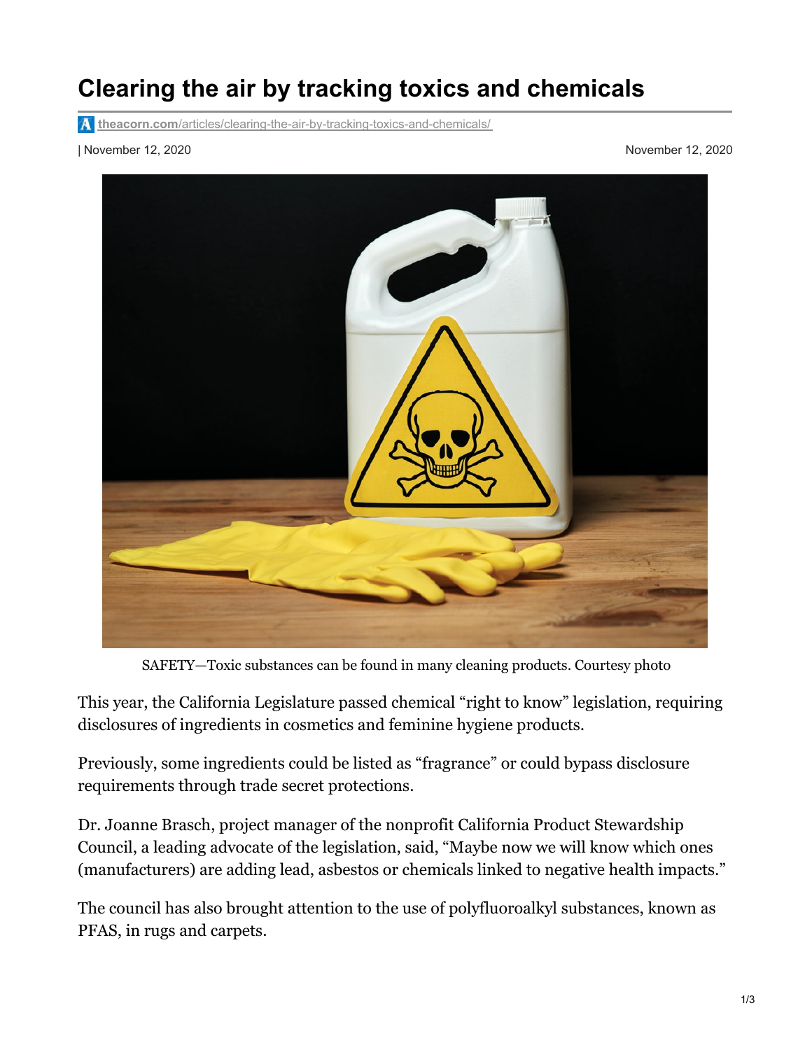# Clearing the air by tracking toxics and chemicals

theacorn.com/articles/clearing-the-air-by-tracking-toxics-and-chemicals/

| November 12, 2020

November 12, 2020

SAFETY—Toxic substances can be found in many cleaning products. Courtesy photo

This year, the California Legislature passed chemical "right to know" legislation, requiring disclosures of ingredients in cosmetics and feminine hygiene products.

Previously, some ingredients could be listed as "fragrance" or could bypass disclosure requirements through trade secret protections.

Dr. Joanne Brasch, project manager of the nonprofit California Product Stewardship Council, a leading advocate of the legislation, said, "Maybe now we will know which ones (manufacturers) are adding lead, asbestos or chemicals linked to negative health impacts."

The council has also brought attention to the use of polyfluoroalkyl substances, known as PFAS, in rugs and carpets.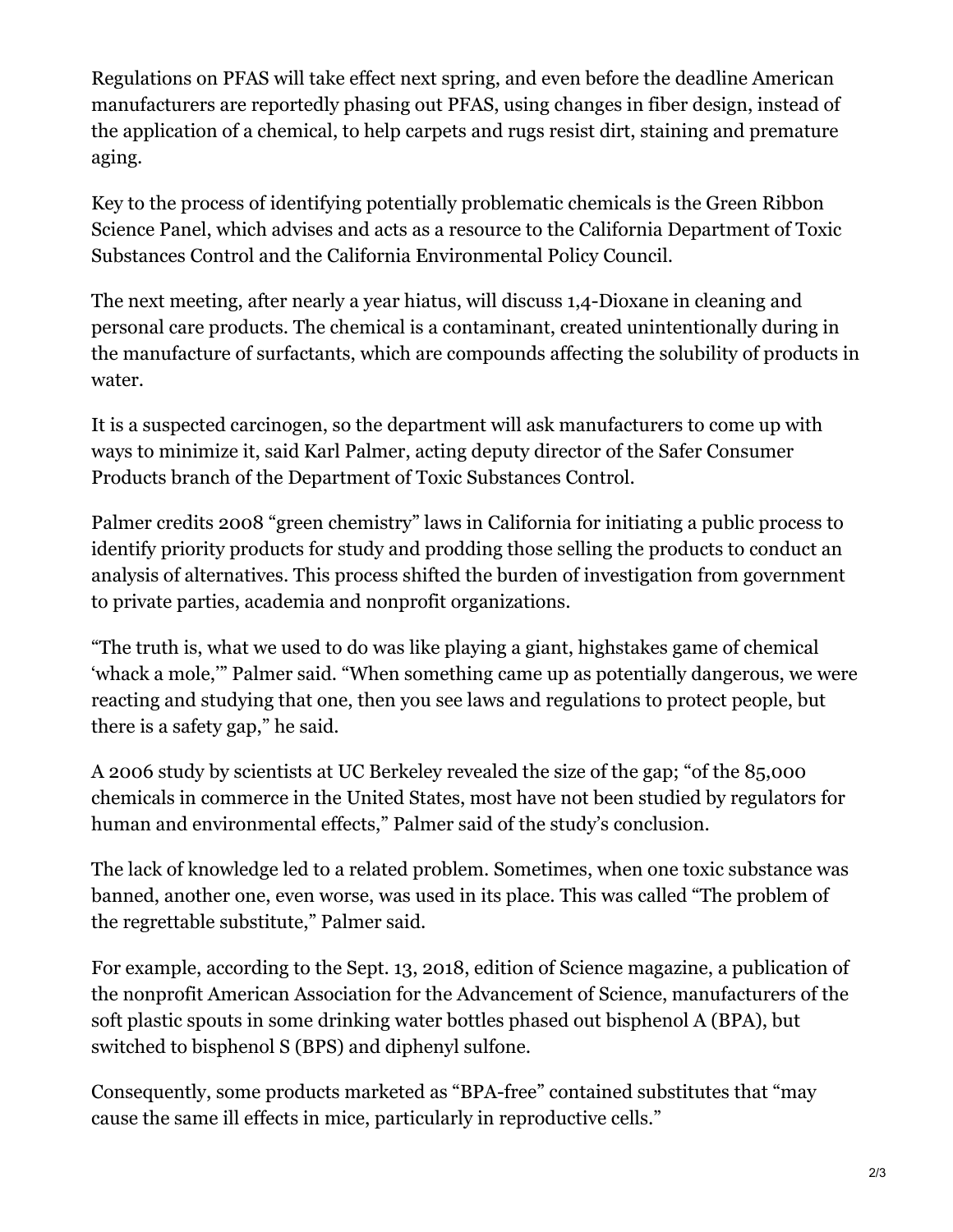Regulations on PFAS will take effect next spring, and even before the deadline American manufacturers are reportedly phasing out PFAS, using changes in fiber design, instead of the application of a chemical, to help carpets and rugs resist dirt, staining and premature aging.

Key to the process of identifying potentially problematic chemicals is the Green Ribbon Science Panel, which advises and acts as a resource to the California Department of Toxic Substances Control and the California Environmental Policy Council.

The next meeting, after nearly a year hiatus, will discuss 1,4-Dioxane in cleaning and personal care products. The chemical is a contaminant, created unintentionally during in the manufacture of surfactants, which are compounds affecting the solubility of products in water.

It is a suspected carcinogen, so the department will ask manufacturers to come up with ways to minimize it, said Karl Palmer, acting deputy director of the Safer Consumer Products branch of the Department of Toxic Substances Control.

Palmer credits 2008 "green chemistry" laws in California for initiating a public process to identify priority products for study and prodding those selling the products to conduct an analysis of alternatives. This process shifted the burden of investigation from government to private parties, academia and nonprofit organizations.

"The truth is, what we used to do was like playing a giant, highstakes game of chemical 'whack a mole,'" Palmer said. "When something came up as potentially dangerous, we were reacting and studying that one, then you see laws and regulations to protect people, but there is a safety gap," he said.

A 2006 study by scientists at UC Berkeley revealed the size of the gap; "of the 85,000 chemicals in commerce in the United States, most have not been studied by regulators for human and environmental effects," Palmer said of the study's conclusion.

The lack of knowledge led to a related problem. Sometimes, when one toxic substance was banned, another one, even worse, was used in its place. This was called "The problem of the regrettable substitute," Palmer said.

For example, according to the Sept. 13, 2018, edition of Science magazine, a publication of the nonprofit American Association for the Advancement of Science, manufacturers of the soft plastic spouts in some drinking water bottles phased out bisphenol A (BPA), but switched to bisphenol S (BPS) and diphenyl sulfone.

Consequently, some products marketed as "BPA-free" contained substitutes that "may cause the same ill effects in mice, particularly in reproductive cells."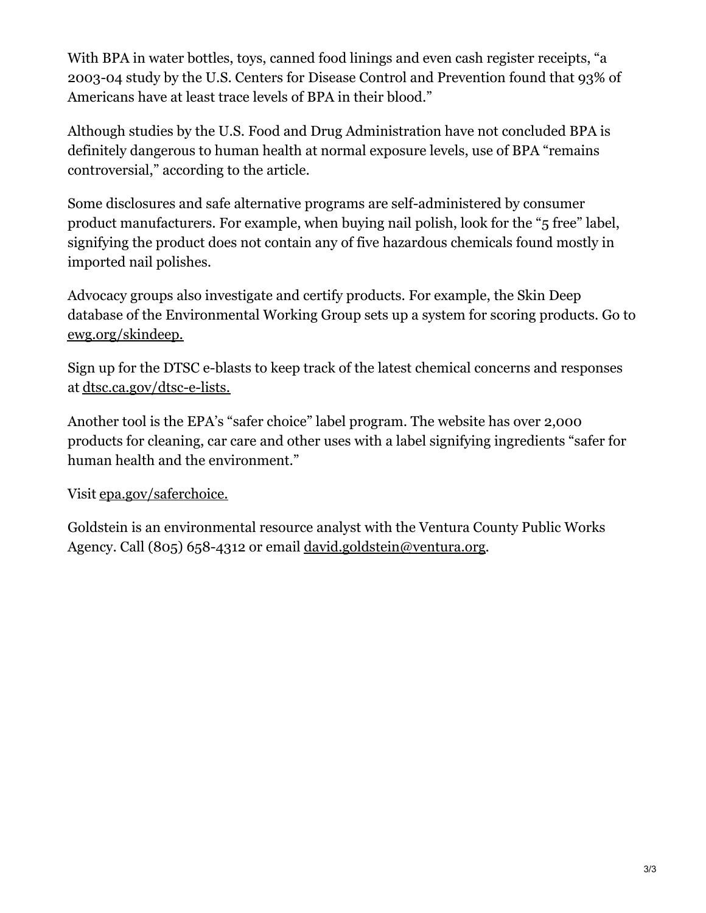With BPA in water bottles, toys, canned food linings and even cash register receipts, "a 2003-04 study by the U.S. Centers for Disease Control and Prevention found that 93% of Americans have at least trace levels of BPA in their blood."

Although studies by the U.S. Food and Drug Administration have not concluded BPA is definitely dangerous to human health at normal exposure levels, use of BPA "remains controversial," according to the article.

Some disclosures and safe alternative programs are self-administered by consumer product manufacturers. For example, when buying nail polish, look for the "5 free" label, signifying the product does not contain any of five hazardous chemicals found mostly in imported nail polishes.

Advocacy groups also investigate and certify products. For example, the Skin Deep database of the Environmental Working Group sets up a system for scoring products. Go to ewg.org/skindeep.

Sign up for the DTSC e-blasts to keep track of the latest chemical concerns and responses at dtsc.ca.gov/dtsc-e-lists.

Another tool is the EPA's "safer choice" label program. The website has over 2,000 products for cleaning, car care and other uses with a label signifying ingredients "safer for human health and the environment."

Visit epa.gov/saferchoice.

Goldstein is an environmental resource analyst with the Ventura County Public Works Agency. Call (805) 658-4312 or email david.goldstein@ventura.org.